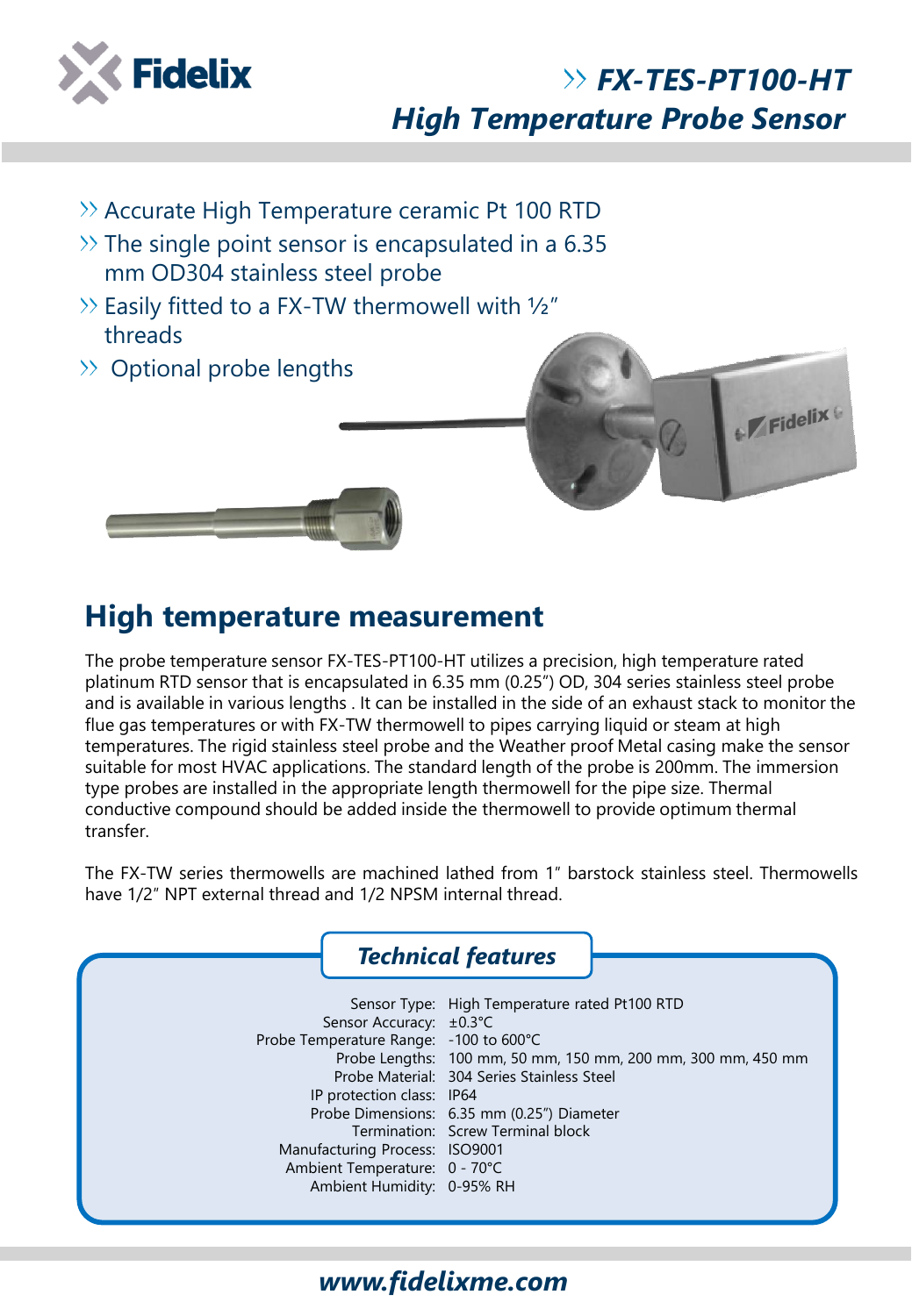# FX-TES-PT100-HT
## High Temperature Probe Sensor

- Accurate High Temperature ceramic Pt 100 RTD
- The single point sensor is encapsulated in a 6.35 mm OD304 stainless steel probe
- Easily fitted to a FX-TW thermowell with ½" threads
- Optional probe lengths

## High temperature measurement

The probe temperature sensor FX-TES-PT100-HT utilizes a precision, high temperature rated platinum RTD sensor that is encapsulated in 6.35 mm (0.25") OD, 304 series stainless steel probe and is available in various lengths . It can be installed in the side of an exhaust stack to monitor the flue gas temperatures or with FX-TW thermowell to pipes carrying liquid or steam at high temperatures. The rigid stainless steel probe and the Weather proof Metal casing make the sensor suitable for most HVAC applications. The standard length of the probe is 200mm. The immersion type probes are installed in the appropriate length thermowell for the pipe size. Thermal conductive compound should be added inside the thermowell to provide optimum thermal transfer.

The FX-TW series thermowells are machined lathed from 1" barstock stainless steel. Thermowells have 1/2" NPT external thread and 1/2 NPSM internal thread.

### Technical features

| | |
|---|---|
| Sensor Type: | High Temperature rated Pt100 RTD |
| Sensor Accuracy: | ±0.3°C |
| Probe Temperature Range: | -100 to 600°C |
| Probe Lengths: | 100 mm, 50 mm, 150 mm, 200 mm, 300 mm, 450 mm |
| Probe Material: | 304 Series Stainless Steel |
| IP protection class: | IP64 |
| Probe Dimensions: | 6.35 mm (0.25") Diameter |
| Termination: | Screw Terminal block |
| Manufacturing Process: | ISO9001 |
| Ambient Temperature: | 0 - 70°C |
| Ambient Humidity: | 0-95% RH |

www.fidelixme.com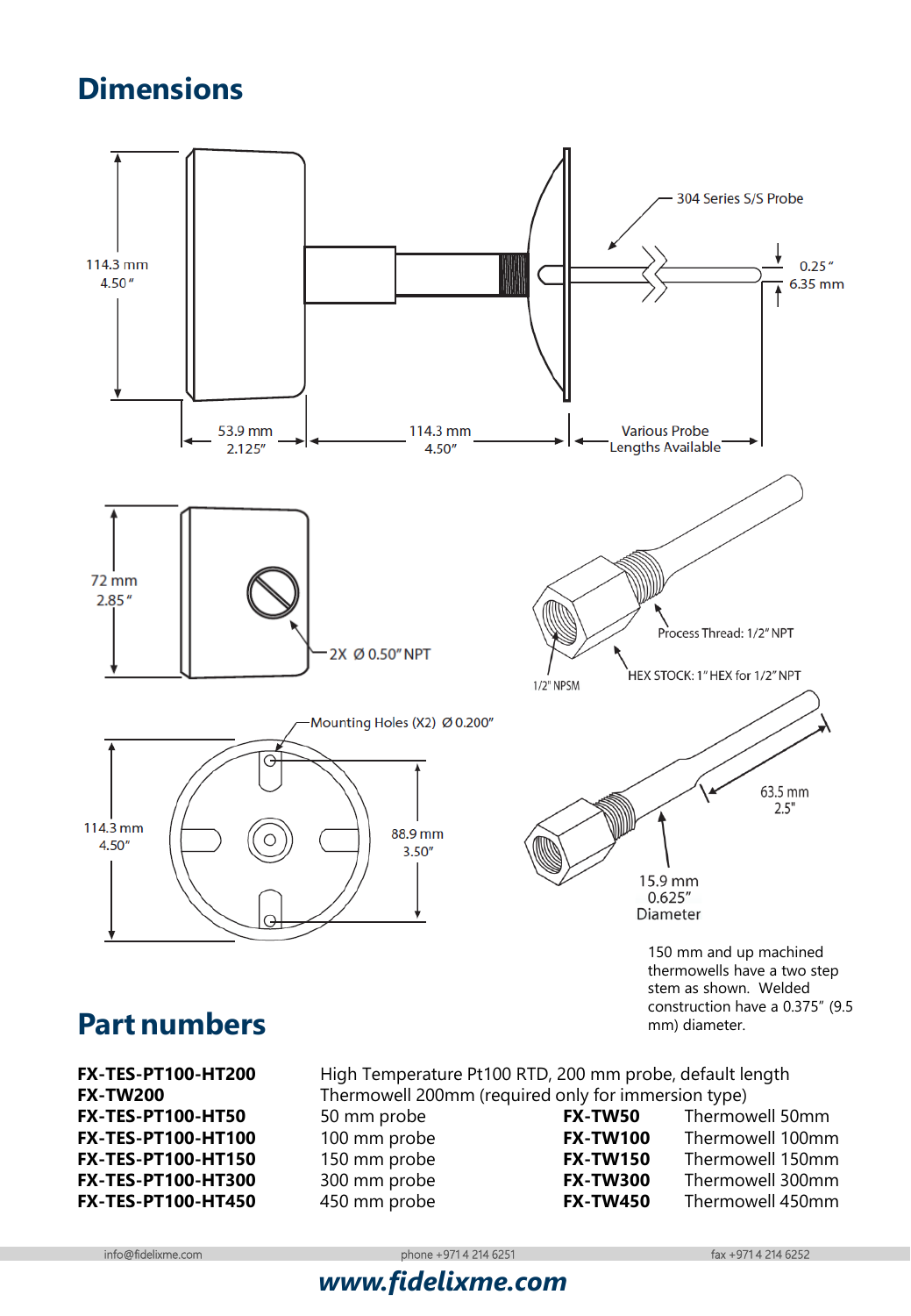# Dimensions

114.3 mm
4.50"

53.9 mm
2.125"

114.3 mm
4.50"

304 Series S/S Probe

0.25"
6.35 mm

Various Probe Lengths Available

72 mm
2.85"

2X Ø 0.50" NPT

Process Thread: 1/2" NPT

1/2" NPSM

HEX STOCK: 1" HEX for 1/2" NPT

Mounting Holes (X2) Ø 0.200"

114.3 mm
4.50"

88.9 mm
3.50"

63.5 mm
2.5"

15.9 mm
0.625"
Diameter

150 mm and up machined thermowells have a two step stem as shown. Welded construction have a 0.375" (9.5 mm) diameter.

# Part numbers

| | | | |
|---|---|---|---|
| **FX-TES-PT100-HT200** | High Temperature Pt100 RTD, 200 mm probe, default length | | |
| **FX-TW200** | Thermowell 200mm (required only for immersion type) | | |
| **FX-TES-PT100-HT50** | 50 mm probe | **FX-TW50** | Thermowell 50mm |
| **FX-TES-PT100-HT100** | 100 mm probe | **FX-TW100** | Thermowell 100mm |
| **FX-TES-PT100-HT150** | 150 mm probe | **FX-TW150** | Thermowell 150mm |
| **FX-TES-PT100-HT300** | 300 mm probe | **FX-TW300** | Thermowell 300mm |
| **FX-TES-PT100-HT450** | 450 mm probe | **FX-TW450** | Thermowell 450mm |

info@fidelixme.com phone +971 4 214 6251 fax +971 4 214 6252

***www.fidelixme.com***